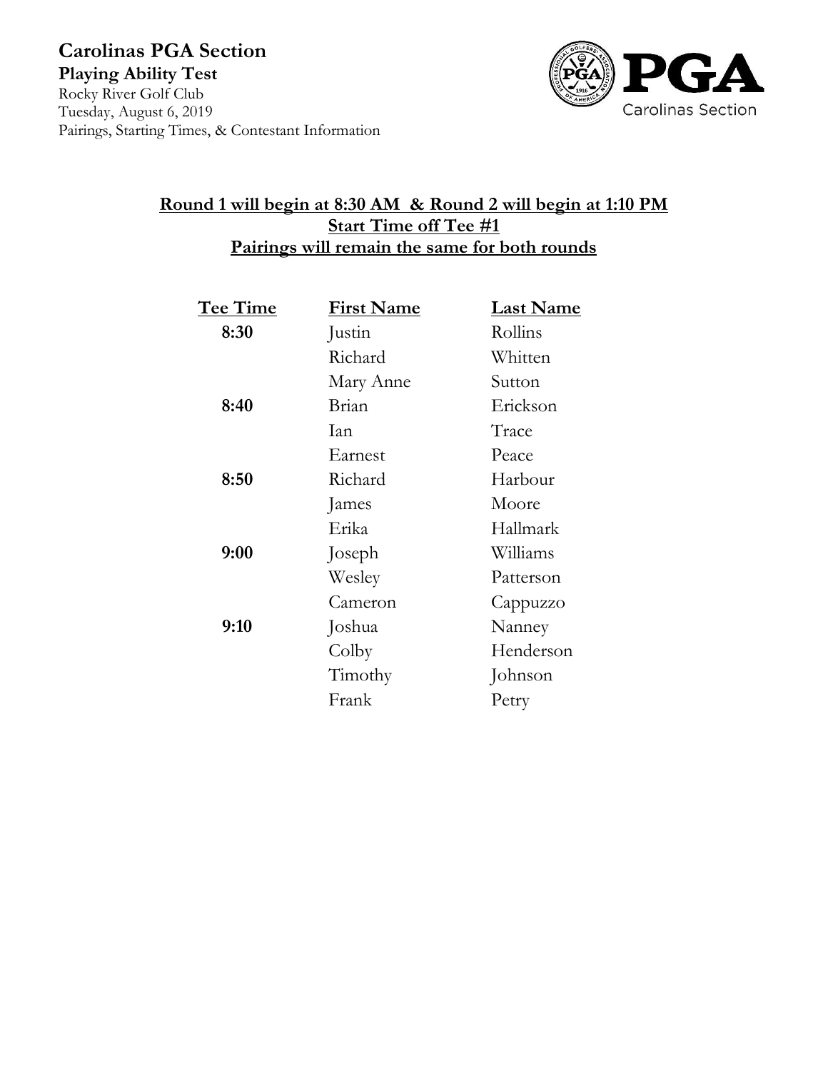# Carolinas PGA Section

**Playing Ability Test**

Rocky River Golf Club
Tuesday, August 6, 2019
Pairings, Starting Times, & Contestant Information

**Round 1 will begin at 8:30 AM & Round 2 will begin at 1:10 PM**
**Start Time off Tee #1**
**Pairings will remain the same for both rounds**

| Tee Time | First Name | Last Name |
|---|---|---|
| **8:30** | Justin | Rollins |
| | Richard | Whitten |
| | Mary Anne | Sutton |
| **8:40** | Brian | Erickson |
| | Ian | Trace |
| | Earnest | Peace |
| **8:50** | Richard | Harbour |
| | James | Moore |
| | Erika | Hallmark |
| **9:00** | Joseph | Williams |
| | Wesley | Patterson |
| | Cameron | Cappuzzo |
| **9:10** | Joshua | Nanney |
| | Colby | Henderson |
| | Timothy | Johnson |
| | Frank | Petry |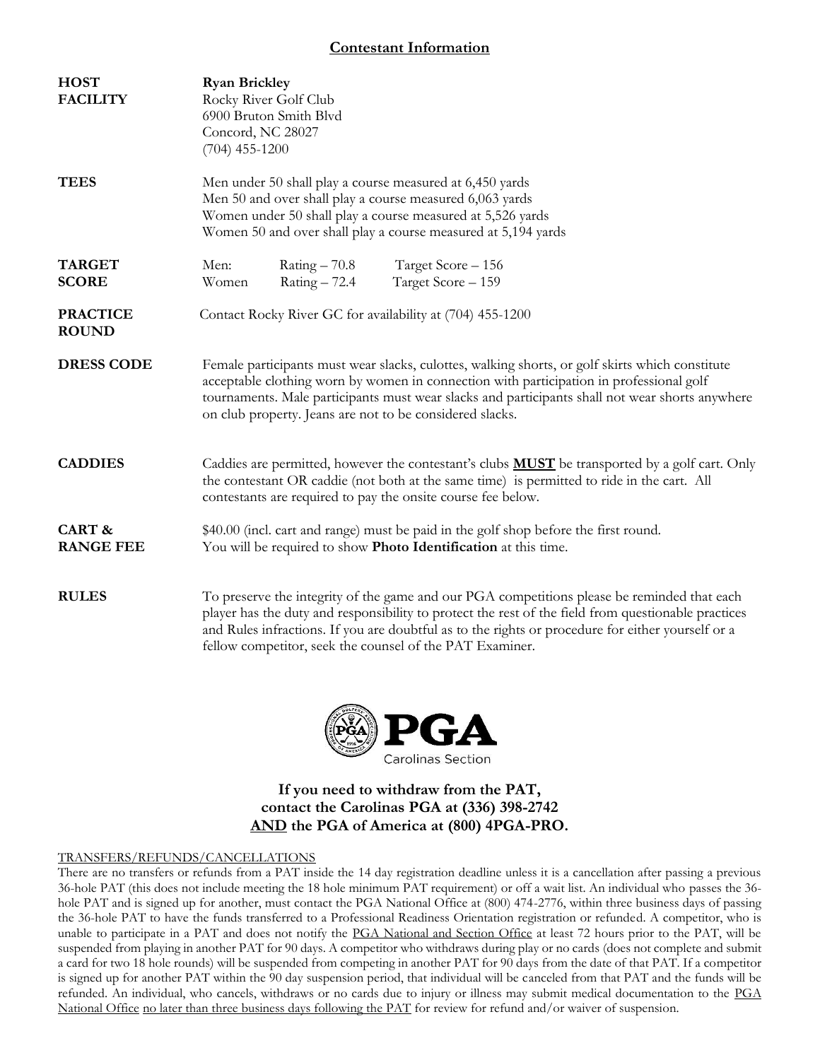## Contestant Information

**HOST FACILITY**

**Ryan Brickley**
Rocky River Golf Club
6900 Bruton Smith Blvd
Concord, NC 28027
(704) 455-1200

**TEES**

Men under 50 shall play a course measured at 6,450 yards
Men 50 and over shall play a course measured 6,063 yards
Women under 50 shall play a course measured at 5,526 yards
Women 50 and over shall play a course measured at 5,194 yards

**TARGET SCORE**

| | | |
|---|---|---|
| Men: | Rating – 70.8 | Target Score – 156 |
| Women | Rating – 72.4 | Target Score – 159 |

**PRACTICE ROUND**

Contact Rocky River GC for availability at (704) 455-1200

**DRESS CODE**

Female participants must wear slacks, culottes, walking shorts, or golf skirts which constitute acceptable clothing worn by women in connection with participation in professional golf tournaments. Male participants must wear slacks and participants shall not wear shorts anywhere on club property. Jeans are not to be considered slacks.

**CADDIES**

Caddies are permitted, however the contestant's clubs **MUST** be transported by a golf cart. Only the contestant OR caddie (not both at the same time) is permitted to ride in the cart. All contestants are required to pay the onsite course fee below.

**CART & RANGE FEE**

$40.00 (incl. cart and range) must be paid in the golf shop before the first round.
You will be required to show **Photo Identification** at this time.

**RULES**

To preserve the integrity of the game and our PGA competitions please be reminded that each player has the duty and responsibility to protect the rest of the field from questionable practices and Rules infractions. If you are doubtful as to the rights or procedure for either yourself or a fellow competitor, seek the counsel of the PAT Examiner.

PGA
Carolinas Section

**If you need to withdraw from the PAT, contact the Carolinas PGA at (336) 398-2742 AND the PGA of America at (800) 4PGA-PRO.**

TRANSFERS/REFUNDS/CANCELLATIONS

There are no transfers or refunds from a PAT inside the 14 day registration deadline unless it is a cancellation after passing a previous 36-hole PAT (this does not include meeting the 18 hole minimum PAT requirement) or off a wait list. An individual who passes the 36-hole PAT and is signed up for another, must contact the PGA National Office at (800) 474-2776, within three business days of passing the 36-hole PAT to have the funds transferred to a Professional Readiness Orientation registration or refunded. A competitor, who is unable to participate in a PAT and does not notify the PGA National and Section Office at least 72 hours prior to the PAT, will be suspended from playing in another PAT for 90 days. A competitor who withdraws during play or no cards (does not complete and submit a card for two 18 hole rounds) will be suspended from competing in another PAT for 90 days from the date of that PAT. If a competitor is signed up for another PAT within the 90 day suspension period, that individual will be canceled from that PAT and the funds will be refunded. An individual, who cancels, withdraws or no cards due to injury or illness may submit medical documentation to the PGA National Office no later than three business days following the PAT for review for refund and/or waiver of suspension.